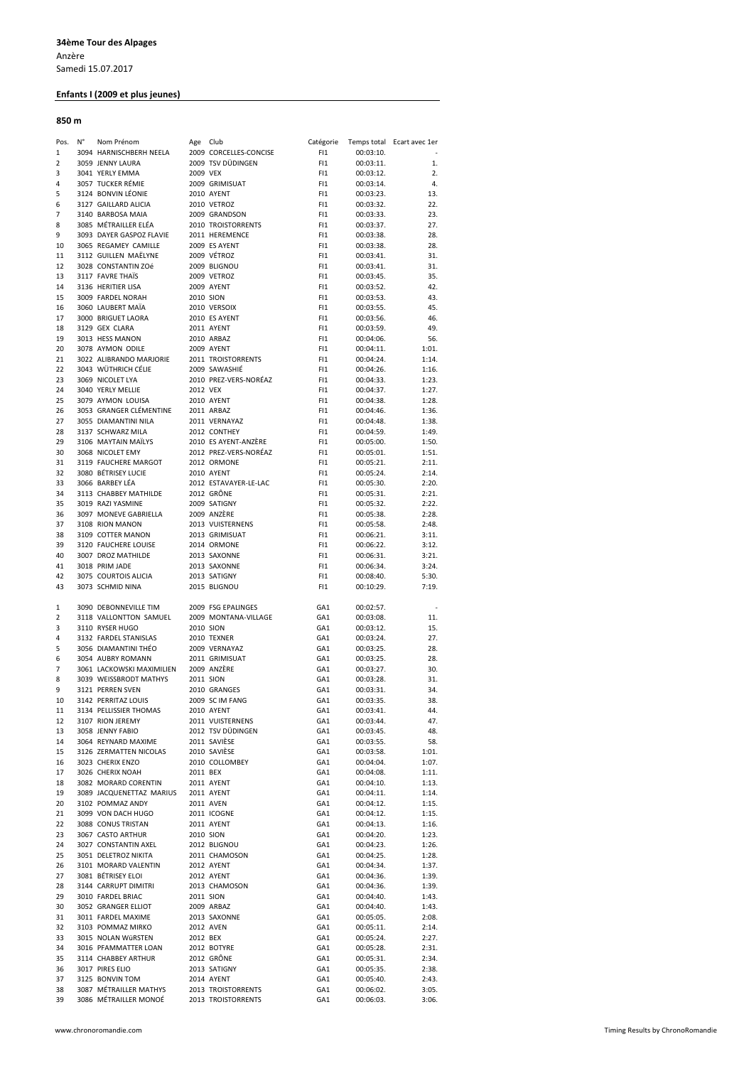**34ème Tour des Alpages**

Anzère

Samedi 15.07.2017

**Enfants I (2009 et plus jeunes)**

**850 m**

| Pos. | N° | Nom Prénom | Age | Club | Catégorie | Temps total | Ecart avec 1er |
|---|---|---|---|---|---|---|---|
| 1 | 3094 | HARNISCHBERH NEELA | 2009 | CORCELLES-CONCISE | FI1 | 00:03:10. | - |
| 2 | 3059 | JENNY LAURA | 2009 | TSV DÜDINGEN | FI1 | 00:03:11. | 1. |
| 3 | 3041 | YERLY EMMA | 2009 | VEX | FI1 | 00:03:12. | 2. |
| 4 | 3057 | TUCKER RÉMIE | 2009 | GRIMISUAT | FI1 | 00:03:14. | 4. |
| 5 | 3124 | BONVIN LÉONIE | 2010 | AYENT | FI1 | 00:03:23. | 13. |
| 6 | 3127 | GAILLARD ALICIA | 2010 | VETROZ | FI1 | 00:03:32. | 22. |
| 7 | 3140 | BARBOSA MAIA | 2009 | GRANDSON | FI1 | 00:03:33. | 23. |
| 8 | 3085 | MÉTRAILLER ELÉA | 2010 | TROISTORRENTS | FI1 | 00:03:37. | 27. |
| 9 | 3093 | DAYER GASPOZ FLAVIE | 2011 | HEREMENCE | FI1 | 00:03:38. | 28. |
| 10 | 3065 | REGAMEY CAMILLE | 2009 | ES AYENT | FI1 | 00:03:38. | 28. |
| 11 | 3112 | GUILLEN MAËLYNE | 2009 | VÉTROZ | FI1 | 00:03:41. | 31. |
| 12 | 3028 | CONSTANTIN ZOé | 2009 | BLIGNOU | FI1 | 00:03:41. | 31. |
| 13 | 3117 | FAVRE THAÏS | 2009 | VETROZ | FI1 | 00:03:45. | 35. |
| 14 | 3136 | HERITIER LISA | 2009 | AYENT | FI1 | 00:03:52. | 42. |
| 15 | 3009 | FARDEL NORAH | 2010 | SION | FI1 | 00:03:53. | 43. |
| 16 | 3060 | LAUBERT MAÏA | 2010 | VERSOIX | FI1 | 00:03:55. | 45. |
| 17 | 3000 | BRIGUET LAORA | 2010 | ES AYENT | FI1 | 00:03:56. | 46. |
| 18 | 3129 | GEX CLARA | 2011 | AYENT | FI1 | 00:03:59. | 49. |
| 19 | 3013 | HESS MANON | 2010 | ARBAZ | FI1 | 00:04:06. | 56. |
| 20 | 3078 | AYMON ODILE | 2009 | AYENT | FI1 | 00:04:11. | 1:01. |
| 21 | 3022 | ALIBRANDO MARJORIE | 2011 | TROISTORRENTS | FI1 | 00:04:24. | 1:14. |
| 22 | 3043 | WÜTHRICH CÉLIE | 2009 | SAWASHIÉ | FI1 | 00:04:26. | 1:16. |
| 23 | 3069 | NICOLET LYA | 2010 | PREZ-VERS-NORÉAZ | FI1 | 00:04:33. | 1:23. |
| 24 | 3040 | YERLY MELLIE | 2012 | VEX | FI1 | 00:04:37. | 1:27. |
| 25 | 3079 | AYMON LOUISA | 2010 | AYENT | FI1 | 00:04:38. | 1:28. |
| 26 | 3053 | GRANGER CLÉMENTINE | 2011 | ARBAZ | FI1 | 00:04:46. | 1:36. |
| 27 | 3055 | DIAMANTINI NILA | 2011 | VERNAYAZ | FI1 | 00:04:48. | 1:38. |
| 28 | 3137 | SCHWARZ MILA | 2012 | CONTHEY | FI1 | 00:04:59. | 1:49. |
| 29 | 3106 | MAYTAIN MAÏLYS | 2010 | ES AYENT-ANZÈRE | FI1 | 00:05:00. | 1:50. |
| 30 | 3068 | NICOLET EMY | 2012 | PREZ-VERS-NORÉAZ | FI1 | 00:05:01. | 1:51. |
| 31 | 3119 | FAUCHERE MARGOT | 2012 | ORMONE | FI1 | 00:05:21. | 2:11. |
| 32 | 3080 | BÉTRISEY LUCIE | 2010 | AYENT | FI1 | 00:05:24. | 2:14. |
| 33 | 3066 | BARBEY LÉA | 2012 | ESTAVAYER-LE-LAC | FI1 | 00:05:30. | 2:20. |
| 34 | 3113 | CHABBEY MATHILDE | 2012 | GRÔNE | FI1 | 00:05:31. | 2:21. |
| 35 | 3019 | RAZI YASMINE | 2009 | SATIGNY | FI1 | 00:05:32. | 2:22. |
| 36 | 3097 | MONEVE GABRIELLA | 2009 | ANZÈRE | FI1 | 00:05:38. | 2:28. |
| 37 | 3108 | RION MANON | 2013 | VUISTERNENS | FI1 | 00:05:58. | 2:48. |
| 38 | 3109 | COTTER MANON | 2013 | GRIMISUAT | FI1 | 00:06:21. | 3:11. |
| 39 | 3120 | FAUCHERE LOUISE | 2014 | ORMONE | FI1 | 00:06:22. | 3:12. |
| 40 | 3007 | DROZ MATHILDE | 2013 | SAXONNE | FI1 | 00:06:31. | 3:21. |
| 41 | 3018 | PRIM JADE | 2013 | SAXONNE | FI1 | 00:06:34. | 3:24. |
| 42 | 3075 | COURTOIS ALICIA | 2013 | SATIGNY | FI1 | 00:08:40. | 5:30. |
| 43 | 3073 | SCHMID NINA | 2015 | BLIGNOU | FI1 | 00:10:29. | 7:19. |

| Pos. | N° | Nom Prénom | Age | Club | Catégorie | Temps total | Ecart avec 1er |
|---|---|---|---|---|---|---|---|
| 1 | 3090 | DEBONNEVILLE TIM | 2009 | FSG EPALINGES | GA1 | 00:02:57. | - |
| 2 | 3118 | VALLONTTON SAMUEL | 2009 | MONTANA-VILLAGE | GA1 | 00:03:08. | 11. |
| 3 | 3110 | RYSER HUGO | 2010 | SION | GA1 | 00:03:12. | 15. |
| 4 | 3132 | FARDEL STANISLAS | 2010 | TEXNER | GA1 | 00:03:24. | 27. |
| 5 | 3056 | DIAMANTINI THÉO | 2009 | VERNAYAZ | GA1 | 00:03:25. | 28. |
| 6 | 3054 | AUBRY ROMANN | 2011 | GRIMISUAT | GA1 | 00:03:25. | 28. |
| 7 | 3061 | LACKOWSKI MAXIMILIEN | 2009 | ANZÈRE | GA1 | 00:03:27. | 30. |
| 8 | 3039 | WEISSBRODT MATHYS | 2011 | SION | GA1 | 00:03:28. | 31. |
| 9 | 3121 | PERREN SVEN | 2010 | GRANGES | GA1 | 00:03:31. | 34. |
| 10 | 3142 | PERRITAZ LOUIS | 2009 | SC IM FANG | GA1 | 00:03:35. | 38. |
| 11 | 3134 | PELLISSIER THOMAS | 2010 | AYENT | GA1 | 00:03:41. | 44. |
| 12 | 3107 | RION JEREMY | 2011 | VUISTERNENS | GA1 | 00:03:44. | 47. |
| 13 | 3058 | JENNY FABIO | 2012 | TSV DÜDINGEN | GA1 | 00:03:45. | 48. |
| 14 | 3064 | REYNARD MAXIME | 2011 | SAVIÈSE | GA1 | 00:03:55. | 58. |
| 15 | 3126 | ZERMATTEN NICOLAS | 2010 | SAVIÈSE | GA1 | 00:03:58. | 1:01. |
| 16 | 3023 | CHERIX ENZO | 2010 | COLLOMBEY | GA1 | 00:04:04. | 1:07. |
| 17 | 3026 | CHERIX NOAH | 2011 | BEX | GA1 | 00:04:08. | 1:11. |
| 18 | 3082 | MORARD CORENTIN | 2011 | AYENT | GA1 | 00:04:10. | 1:13. |
| 19 | 3089 | JACQUENETTAZ MARIUS | 2011 | AYENT | GA1 | 00:04:11. | 1:14. |
| 20 | 3102 | POMMAZ ANDY | 2011 | AVEN | GA1 | 00:04:12. | 1:15. |
| 21 | 3099 | VON DACH HUGO | 2011 | ICOGNE | GA1 | 00:04:12. | 1:15. |
| 22 | 3088 | CONUS TRISTAN | 2011 | AYENT | GA1 | 00:04:13. | 1:16. |
| 23 | 3067 | CASTO ARTHUR | 2010 | SION | GA1 | 00:04:20. | 1:23. |
| 24 | 3027 | CONSTANTIN AXEL | 2012 | BLIGNOU | GA1 | 00:04:23. | 1:26. |
| 25 | 3051 | DELETROZ NIKITA | 2011 | CHAMOSON | GA1 | 00:04:25. | 1:28. |
| 26 | 3101 | MORARD VALENTIN | 2012 | AYENT | GA1 | 00:04:34. | 1:37. |
| 27 | 3081 | BÉTRISEY ELOI | 2012 | AYENT | GA1 | 00:04:36. | 1:39. |
| 28 | 3144 | CARRUPT DIMITRI | 2013 | CHAMOSON | GA1 | 00:04:36. | 1:39. |
| 29 | 3010 | FARDEL BRIAC | 2011 | SION | GA1 | 00:04:40. | 1:43. |
| 30 | 3052 | GRANGER ELLIOT | 2009 | ARBAZ | GA1 | 00:04:40. | 1:43. |
| 31 | 3011 | FARDEL MAXIME | 2013 | SAXONNE | GA1 | 00:05:05. | 2:08. |
| 32 | 3103 | POMMAZ MIRKO | 2012 | AVEN | GA1 | 00:05:11. | 2:14. |
| 33 | 3015 | NOLAN WüRSTEN | 2012 | BEX | GA1 | 00:05:24. | 2:27. |
| 34 | 3016 | PFAMMATTER LOAN | 2012 | BOTYRE | GA1 | 00:05:28. | 2:31. |
| 35 | 3114 | CHABBEY ARTHUR | 2012 | GRÔNE | GA1 | 00:05:31. | 2:34. |
| 36 | 3017 | PIRES ELIO | 2013 | SATIGNY | GA1 | 00:05:35. | 2:38. |
| 37 | 3125 | BONVIN TOM | 2014 | AYENT | GA1 | 00:05:40. | 2:43. |
| 38 | 3087 | MÉTRAILLER MATHYS | 2013 | TROISTORRENTS | GA1 | 00:06:02. | 3:05. |
| 39 | 3086 | MÉTRAILLER MONOÉ | 2013 | TROISTORRENTS | GA1 | 00:06:03. | 3:06. |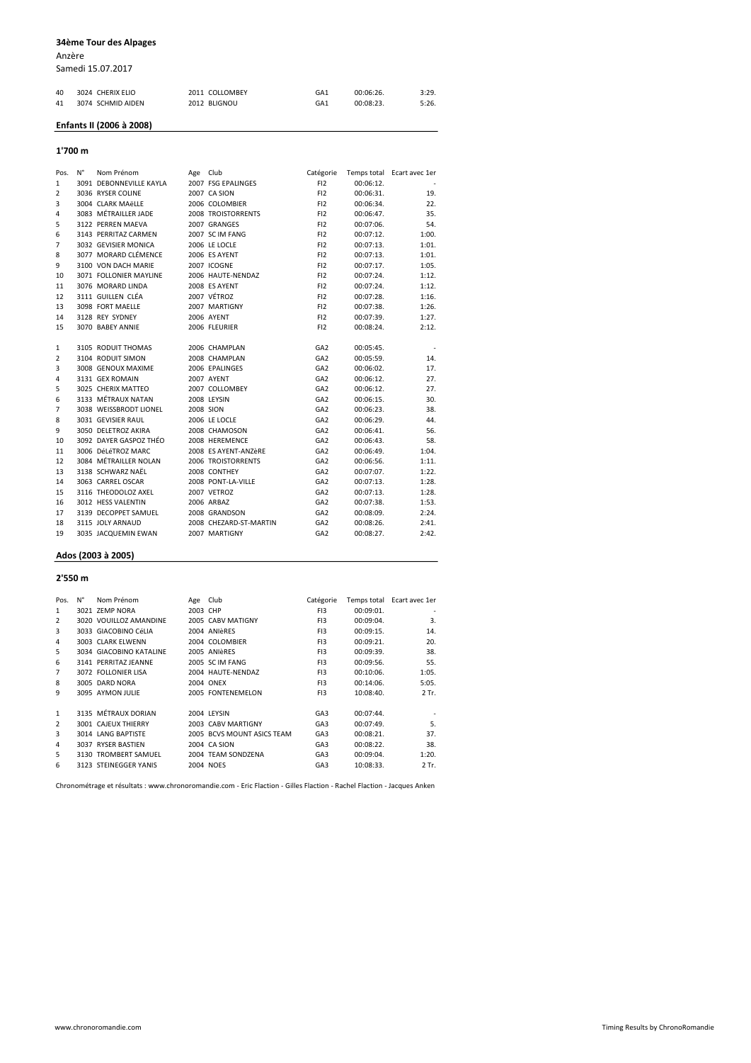**34ème Tour des Alpages**

Anzère

Samedi 15.07.2017

| | | | | | | | |
|---|---|---|---|---|---|---|---|
| 40 | 3024 | CHERIX ELIO | 2011 | COLLOMBEY | GA1 | 00:06:26. | 3:29. |
| 41 | 3074 | SCHMID AIDEN | 2012 | BLIGNOU | GA1 | 00:08:23. | 5:26. |

## Enfants II (2006 à 2008)

### 1'700 m

| Pos. | N° | Nom Prénom | Age | Club | Catégorie | Temps total | Ecart avec 1er |
|---|---|---|---|---|---|---|---|
| 1 | 3091 | DEBONNEVILLE KAYLA | 2007 | FSG EPALINGES | FI2 | 00:06:12. | - |
| 2 | 3036 | RYSER COLINE | 2007 | CA SION | FI2 | 00:06:31. | 19. |
| 3 | 3004 | CLARK MAëLLE | 2006 | COLOMBIER | FI2 | 00:06:34. | 22. |
| 4 | 3083 | MÉTRAILLER JADE | 2008 | TROISTORRENTS | FI2 | 00:06:47. | 35. |
| 5 | 3122 | PERREN MAEVA | 2007 | GRANGES | FI2 | 00:07:06. | 54. |
| 6 | 3143 | PERRITAZ CARMEN | 2007 | SC IM FANG | FI2 | 00:07:12. | 1:00. |
| 7 | 3032 | GEVISIER MONICA | 2006 | LE LOCLE | FI2 | 00:07:13. | 1:01. |
| 8 | 3077 | MORARD CLÉMENCE | 2006 | ES AYENT | FI2 | 00:07:13. | 1:01. |
| 9 | 3100 | VON DACH MARIE | 2007 | ICOGNE | FI2 | 00:07:17. | 1:05. |
| 10 | 3071 | FOLLONIER MAYLINE | 2006 | HAUTE-NENDAZ | FI2 | 00:07:24. | 1:12. |
| 11 | 3076 | MORARD LINDA | 2008 | ES AYENT | FI2 | 00:07:24. | 1:12. |
| 12 | 3111 | GUILLEN CLÉA | 2007 | VÉTROZ | FI2 | 00:07:28. | 1:16. |
| 13 | 3098 | FORT MAELLE | 2007 | MARTIGNY | FI2 | 00:07:38. | 1:26. |
| 14 | 3128 | REY SYDNEY | 2006 | AYENT | FI2 | 00:07:39. | 1:27. |
| 15 | 3070 | BABEY ANNIE | 2006 | FLEURIER | FI2 | 00:08:24. | 2:12. |
| | | | | | | | |
| 1 | 3105 | RODUIT THOMAS | 2006 | CHAMPLAN | GA2 | 00:05:45. | - |
| 2 | 3104 | RODUIT SIMON | 2008 | CHAMPLAN | GA2 | 00:05:59. | 14. |
| 3 | 3008 | GENOUX MAXIME | 2006 | EPALINGES | GA2 | 00:06:02. | 17. |
| 4 | 3131 | GEX ROMAIN | 2007 | AYENT | GA2 | 00:06:12. | 27. |
| 5 | 3025 | CHERIX MATTEO | 2007 | COLLOMBEY | GA2 | 00:06:12. | 27. |
| 6 | 3133 | MÉTRAUX NATAN | 2008 | LEYSIN | GA2 | 00:06:15. | 30. |
| 7 | 3038 | WEISSBRODT LIONEL | 2008 | SION | GA2 | 00:06:23. | 38. |
| 8 | 3031 | GEVISIER RAUL | 2006 | LE LOCLE | GA2 | 00:06:29. | 44. |
| 9 | 3050 | DELETROZ AKIRA | 2008 | CHAMOSON | GA2 | 00:06:41. | 56. |
| 10 | 3092 | DAYER GASPOZ THÉO | 2008 | HEREMENCE | GA2 | 00:06:43. | 58. |
| 11 | 3006 | DéLéTROZ MARC | 2008 | ES AYENT-ANZèRE | GA2 | 00:06:49. | 1:04. |
| 12 | 3084 | MÉTRAILLER NOLAN | 2006 | TROISTORRENTS | GA2 | 00:06:56. | 1:11. |
| 13 | 3138 | SCHWARZ NAËL | 2008 | CONTHEY | GA2 | 00:07:07. | 1:22. |
| 14 | 3063 | CARREL OSCAR | 2008 | PONT-LA-VILLE | GA2 | 00:07:13. | 1:28. |
| 15 | 3116 | THEODOLOZ AXEL | 2007 | VETROZ | GA2 | 00:07:13. | 1:28. |
| 16 | 3012 | HESS VALENTIN | 2006 | ARBAZ | GA2 | 00:07:38. | 1:53. |
| 17 | 3139 | DECOPPET SAMUEL | 2008 | GRANDSON | GA2 | 00:08:09. | 2:24. |
| 18 | 3115 | JOLY ARNAUD | 2008 | CHEZARD-ST-MARTIN | GA2 | 00:08:26. | 2:41. |
| 19 | 3035 | JACQUEMIN EWAN | 2007 | MARTIGNY | GA2 | 00:08:27. | 2:42. |

## Ados (2003 à 2005)

### 2'550 m

| Pos. | N° | Nom Prénom | Age | Club | Catégorie | Temps total | Ecart avec 1er |
|---|---|---|---|---|---|---|---|
| 1 | 3021 | ZEMP NORA | 2003 | CHP | FI3 | 00:09:01. | - |
| 2 | 3020 | VOUILLOZ AMANDINE | 2005 | CABV MATIGNY | FI3 | 00:09:04. | 3. |
| 3 | 3033 | GIACOBINO CéLIA | 2004 | ANIèRES | FI3 | 00:09:15. | 14. |
| 4 | 3003 | CLARK ELWENN | 2004 | COLOMBIER | FI3 | 00:09:21. | 20. |
| 5 | 3034 | GIACOBINO KATALINE | 2005 | ANIèRES | FI3 | 00:09:39. | 38. |
| 6 | 3141 | PERRITAZ JEANNE | 2005 | SC IM FANG | FI3 | 00:09:56. | 55. |
| 7 | 3072 | FOLLONIER LISA | 2004 | HAUTE-NENDAZ | FI3 | 00:10:06. | 1:05. |
| 8 | 3005 | DARD NORA | 2004 | ONEX | FI3 | 00:14:06. | 5:05. |
| 9 | 3095 | AYMON JULIE | 2005 | FONTENEMELON | FI3 | 10:08:40. | 2 Tr. |
| | | | | | | | |
| 1 | 3135 | MÉTRAUX DORIAN | 2004 | LEYSIN | GA3 | 00:07:44. | - |
| 2 | 3001 | CAJEUX THIERRY | 2003 | CABV MARTIGNY | GA3 | 00:07:49. | 5. |
| 3 | 3014 | LANG BAPTISTE | 2005 | BCVS MOUNT ASICS TEAM | GA3 | 00:08:21. | 37. |
| 4 | 3037 | RYSER BASTIEN | 2004 | CA SION | GA3 | 00:08:22. | 38. |
| 5 | 3130 | TROMBERT SAMUEL | 2004 | TEAM SONDZENA | GA3 | 00:09:04. | 1:20. |
| 6 | 3123 | STEINEGGER YANIS | 2004 | NOES | GA3 | 10:08:33. | 2 Tr. |

Chronométrage et résultats : www.chronoromandie.com - Eric Flaction - Gilles Flaction - Rachel Flaction - Jacques Anken